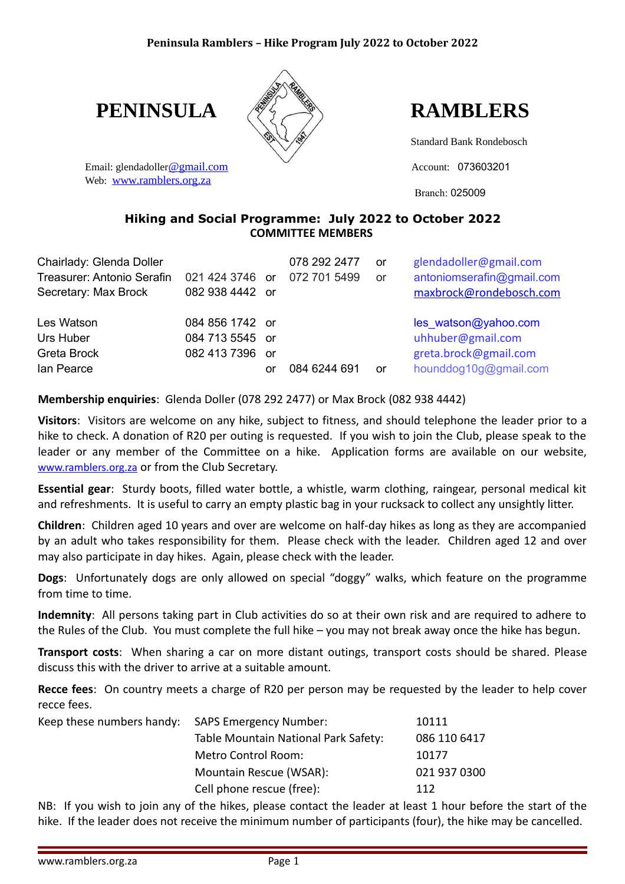**Peninsula Ramblers – Hike Program July 2022 to October 2022**

# PENINSULA RAMBLERS

Email: glendadoller@gmail.com
Web: www.ramblers.org.za

Standard Bank Rondebosch
Account: 073603201
Branch: 025009

## Hiking and Social Programme: July 2022 to October 2022

### COMMITTEE MEMBERS

| | | | | | |
|---|---|---|---|---|---|
| Chairlady: Glenda Doller | | | 078 292 2477 | or | glendadoller@gmail.com |
| Treasurer: Antonio Serafin | 021 424 3746 | or | 072 701 5499 | or | antoniomserafin@gmail.com |
| Secretary: Max Brock | 082 938 4442 | or | | | maxbrock@rondebosch.com |
| Les Watson | 084 856 1742 | or | | | les_watson@yahoo.com |
| Urs Huber | 084 713 5545 | or | | | uhhuber@gmail.com |
| Greta Brock | 082 413 7396 | or | | | greta.brock@gmail.com |
| Ian Pearce | | or | 084 6244 691 | or | hounddog10g@gmail.com |

**Membership enquiries**: Glenda Doller (078 292 2477) or Max Brock (082 938 4442)

**Visitors**: Visitors are welcome on any hike, subject to fitness, and should telephone the leader prior to a hike to check. A donation of R20 per outing is requested. If you wish to join the Club, please speak to the leader or any member of the Committee on a hike. Application forms are available on our website, www.ramblers.org.za or from the Club Secretary.

**Essential gear**: Sturdy boots, filled water bottle, a whistle, warm clothing, raingear, personal medical kit and refreshments. It is useful to carry an empty plastic bag in your rucksack to collect any unsightly litter.

**Children**: Children aged 10 years and over are welcome on half-day hikes as long as they are accompanied by an adult who takes responsibility for them. Please check with the leader. Children aged 12 and over may also participate in day hikes. Again, please check with the leader.

**Dogs**: Unfortunately dogs are only allowed on special "doggy" walks, which feature on the programme from time to time.

**Indemnity**: All persons taking part in Club activities do so at their own risk and are required to adhere to the Rules of the Club. You must complete the full hike – you may not break away once the hike has begun.

**Transport costs**: When sharing a car on more distant outings, transport costs should be shared. Please discuss this with the driver to arrive at a suitable amount.

**Recce fees**: On country meets a charge of R20 per person may be requested by the leader to help cover recce fees.

| Keep these numbers handy: | | |
|---|---|---|
| | SAPS Emergency Number: | 10111 |
| | Table Mountain National Park Safety: | 086 110 6417 |
| | Metro Control Room: | 10177 |
| | Mountain Rescue (WSAR): | 021 937 0300 |
| | Cell phone rescue (free): | 112 |

NB: If you wish to join any of the hikes, please contact the leader at least 1 hour before the start of the hike. If the leader does not receive the minimum number of participants (four), the hike may be cancelled.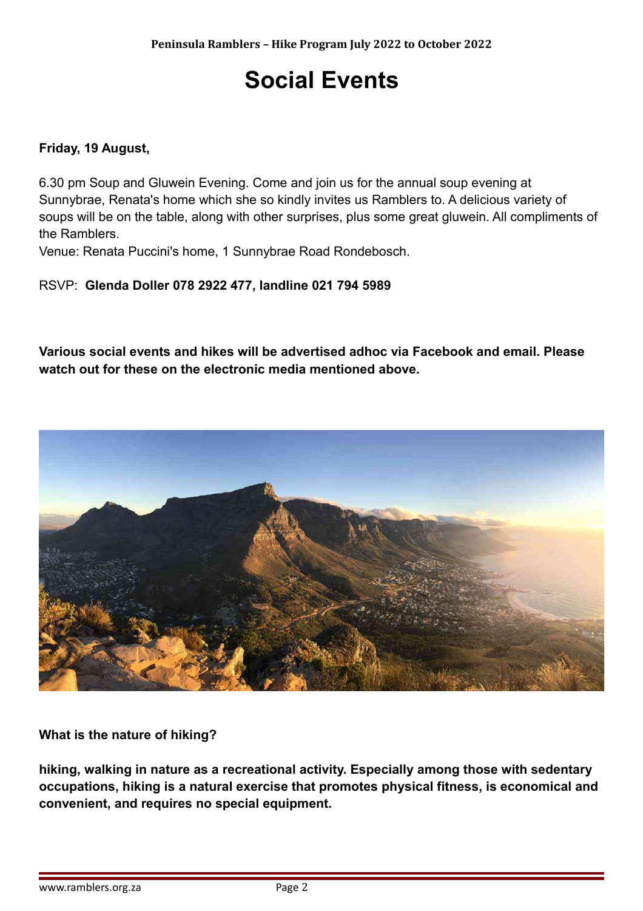# Social Events

**Friday, 19 August,**

6.30 pm Soup and Gluwein Evening. Come and join us for the annual soup evening at Sunnybrae, Renata's home which she so kindly invites us Ramblers to. A delicious variety of soups will be on the table, along with other surprises, plus some great gluwein. All compliments of the Ramblers.
Venue: Renata Puccini's home, 1 Sunnybrae Road Rondebosch.

RSVP: **Glenda Doller 078 2922 477, landline 021 794 5989**

**Various social events and hikes will be advertised adhoc via Facebook and email. Please watch out for these on the electronic media mentioned above.**

**What is the nature of hiking?**

**hiking, walking in nature as a recreational activity. Especially among those with sedentary occupations, hiking is a natural exercise that promotes physical fitness, is economical and convenient, and requires no special equipment.**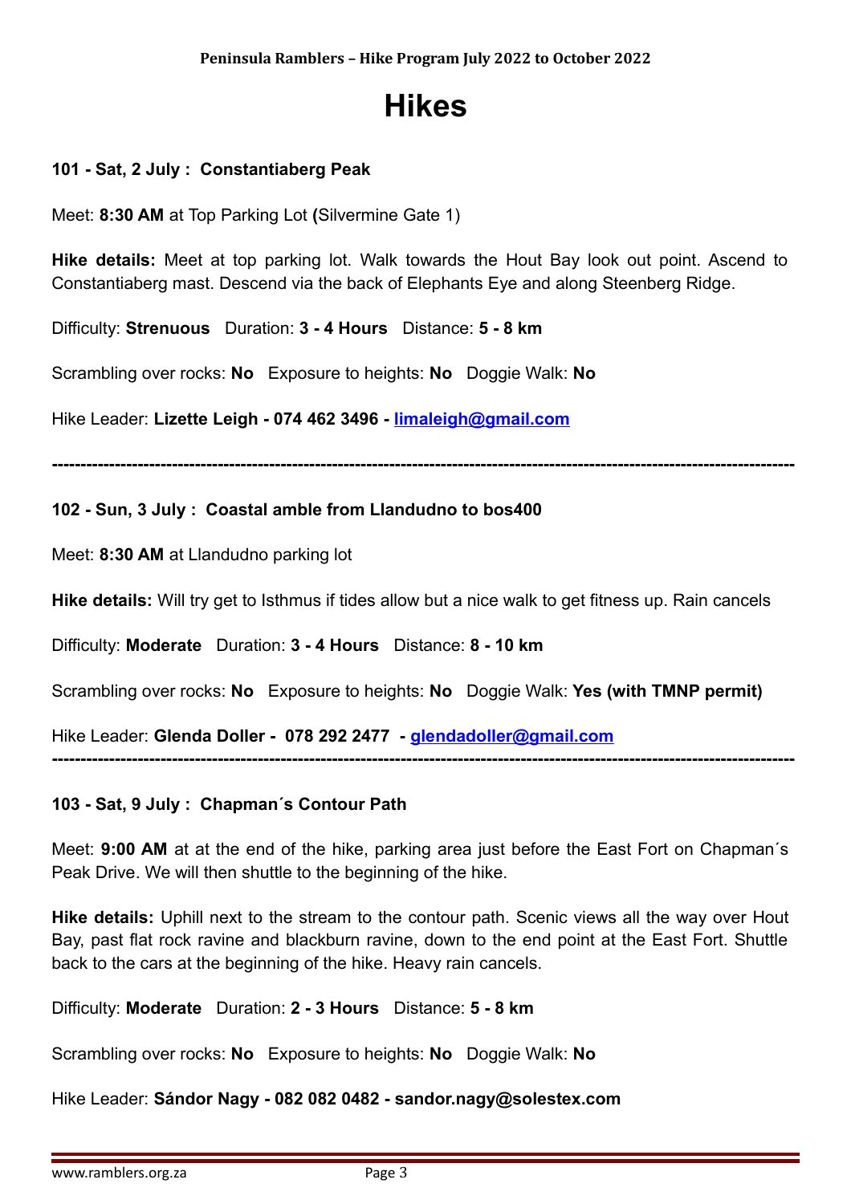# Hikes

**101 - Sat, 2 July : Constantiaberg Peak**

Meet: **8:30 AM** at Top Parking Lot **(**Silvermine Gate 1)

**Hike details:** Meet at top parking lot. Walk towards the Hout Bay look out point. Ascend to Constantiaberg mast. Descend via the back of Elephants Eye and along Steenberg Ridge.

Difficulty: **Strenuous** Duration: **3 - 4 Hours** Distance: **5 - 8 km**

Scrambling over rocks: **No** Exposure to heights: **No** Doggie Walk: **No**

Hike Leader: **Lizette Leigh - 074 462 3496 - limaleigh@gmail.com**

---

**102 - Sun, 3 July : Coastal amble from Llandudno to bos400**

Meet: **8:30 AM** at Llandudno parking lot

**Hike details:** Will try get to Isthmus if tides allow but a nice walk to get fitness up. Rain cancels

Difficulty: **Moderate** Duration: **3 - 4 Hours** Distance: **8 - 10 km**

Scrambling over rocks: **No** Exposure to heights: **No** Doggie Walk: **Yes (with TMNP permit)**

Hike Leader: **Glenda Doller - 078 292 2477 - glendadoller@gmail.com**

---

**103 - Sat, 9 July : Chapman´s Contour Path**

Meet: **9:00 AM** at at the end of the hike, parking area just before the East Fort on Chapman´s Peak Drive. We will then shuttle to the beginning of the hike.

**Hike details:** Uphill next to the stream to the contour path. Scenic views all the way over Hout Bay, past flat rock ravine and blackburn ravine, down to the end point at the East Fort. Shuttle back to the cars at the beginning of the hike. Heavy rain cancels.

Difficulty: **Moderate** Duration: **2 - 3 Hours** Distance: **5 - 8 km**

Scrambling over rocks: **No** Exposure to heights: **No** Doggie Walk: **No**

Hike Leader: **Sándor Nagy - 082 082 0482 - sandor.nagy@solestex.com**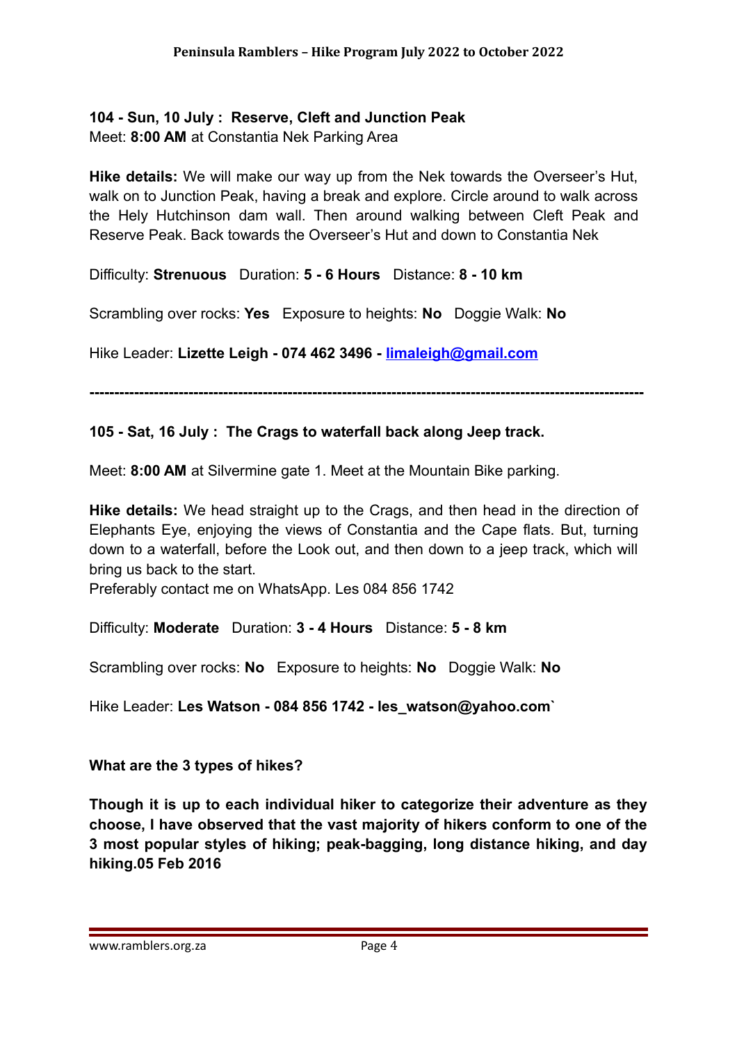**104 - Sun, 10 July : Reserve, Cleft and Junction Peak**
Meet: **8:00 AM** at Constantia Nek Parking Area

**Hike details:** We will make our way up from the Nek towards the Overseer's Hut, walk on to Junction Peak, having a break and explore. Circle around to walk across the Hely Hutchinson dam wall. Then around walking between Cleft Peak and Reserve Peak. Back towards the Overseer's Hut and down to Constantia Nek

Difficulty: **Strenuous** Duration: **5 - 6 Hours** Distance: **8 - 10 km**

Scrambling over rocks: **Yes** Exposure to heights: **No** Doggie Walk: **No**

Hike Leader: **Lizette Leigh - 074 462 3496 - limaleigh@gmail.com**

---

**105 - Sat, 16 July : The Crags to waterfall back along Jeep track.**

Meet: **8:00 AM** at Silvermine gate 1. Meet at the Mountain Bike parking.

**Hike details:** We head straight up to the Crags, and then head in the direction of Elephants Eye, enjoying the views of Constantia and the Cape flats. But, turning down to a waterfall, before the Look out, and then down to a jeep track, which will bring us back to the start.
Preferably contact me on WhatsApp. Les 084 856 1742

Difficulty: **Moderate** Duration: **3 - 4 Hours** Distance: **5 - 8 km**

Scrambling over rocks: **No** Exposure to heights: **No** Doggie Walk: **No**

Hike Leader: **Les Watson - 084 856 1742 - les_watson@yahoo.com`**

**What are the 3 types of hikes?**

**Though it is up to each individual hiker to categorize their adventure as they choose, I have observed that the vast majority of hikers conform to one of the 3 most popular styles of hiking; peak-bagging, long distance hiking, and day hiking.05 Feb 2016**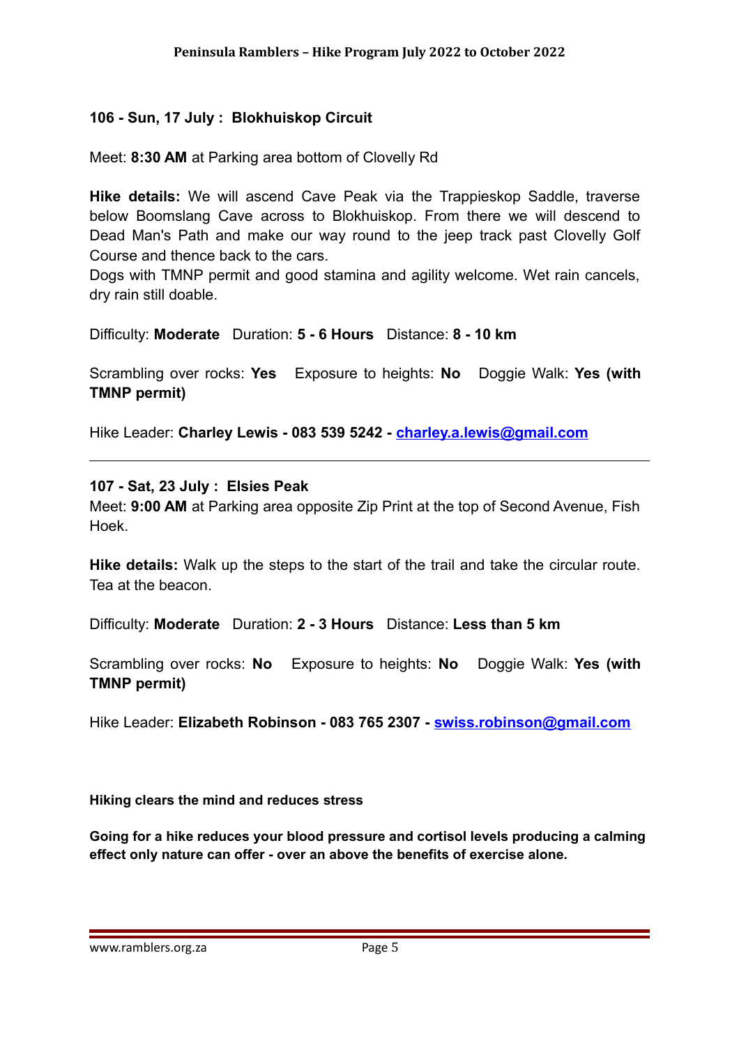**106 - Sun, 17 July : Blokhuiskop Circuit**

Meet: **8:30 AM** at Parking area bottom of Clovelly Rd

**Hike details:** We will ascend Cave Peak via the Trappieskop Saddle, traverse below Boomslang Cave across to Blokhuiskop. From there we will descend to Dead Man's Path and make our way round to the jeep track past Clovelly Golf Course and thence back to the cars.
Dogs with TMNP permit and good stamina and agility welcome. Wet rain cancels, dry rain still doable.

Difficulty: **Moderate** Duration: **5 - 6 Hours** Distance: **8 - 10 km**

Scrambling over rocks: **Yes** Exposure to heights: **No** Doggie Walk: **Yes (with TMNP permit)**

Hike Leader: **Charley Lewis - 083 539 5242 - [charley.a.lewis@gmail.com](mailto:charley.a.lewis@gmail.com)**

---

**107 - Sat, 23 July : Elsies Peak**
Meet: **9:00 AM** at Parking area opposite Zip Print at the top of Second Avenue, Fish Hoek.

**Hike details:** Walk up the steps to the start of the trail and take the circular route. Tea at the beacon.

Difficulty: **Moderate** Duration: **2 - 3 Hours** Distance: **Less than 5 km**

Scrambling over rocks: **No** Exposure to heights: **No** Doggie Walk: **Yes (with TMNP permit)**

Hike Leader: **Elizabeth Robinson - 083 765 2307 - [swiss.robinson@gmail.com](mailto:swiss.robinson@gmail.com)**

**Hiking clears the mind and reduces stress**

**Going for a hike reduces your blood pressure and cortisol levels producing a calming effect only nature can offer - over an above the benefits of exercise alone.**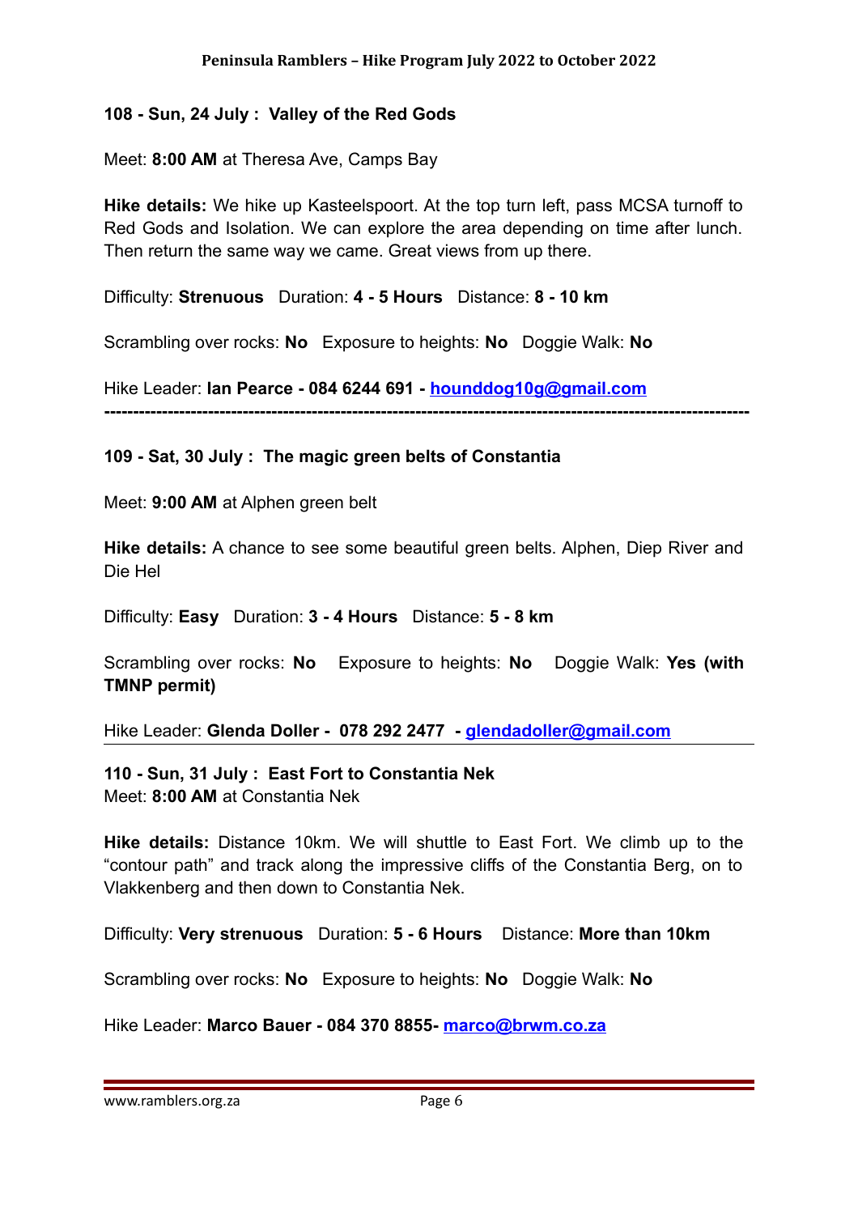### 108 - Sun, 24 July : Valley of the Red Gods

Meet: **8:00 AM** at Theresa Ave, Camps Bay

**Hike details:** We hike up Kasteelspoort. At the top turn left, pass MCSA turnoff to Red Gods and Isolation. We can explore the area depending on time after lunch. Then return the same way we came. Great views from up there.

Difficulty: **Strenuous** Duration: **4 - 5 Hours** Distance: **8 - 10 km**

Scrambling over rocks: **No** Exposure to heights: **No** Doggie Walk: **No**

Hike Leader: **Ian Pearce - 084 6244 691 - hounddog10g@gmail.com**

---

### 109 - Sat, 30 July : The magic green belts of Constantia

Meet: **9:00 AM** at Alphen green belt

**Hike details:** A chance to see some beautiful green belts. Alphen, Diep River and Die Hel

Difficulty: **Easy** Duration: **3 - 4 Hours** Distance: **5 - 8 km**

Scrambling over rocks: **No** Exposure to heights: **No** Doggie Walk: **Yes (with TMNP permit)**

Hike Leader: **Glenda Doller - 078 292 2477 - glendadoller@gmail.com**

---

### 110 - Sun, 31 July : East Fort to Constantia Nek

Meet: **8:00 AM** at Constantia Nek

**Hike details:** Distance 10km. We will shuttle to East Fort. We climb up to the "contour path" and track along the impressive cliffs of the Constantia Berg, on to Vlakkenberg and then down to Constantia Nek.

Difficulty: **Very strenuous** Duration: **5 - 6 Hours** Distance: **More than 10km**

Scrambling over rocks: **No** Exposure to heights: **No** Doggie Walk: **No**

Hike Leader: **Marco Bauer - 084 370 8855- marco@brwm.co.za**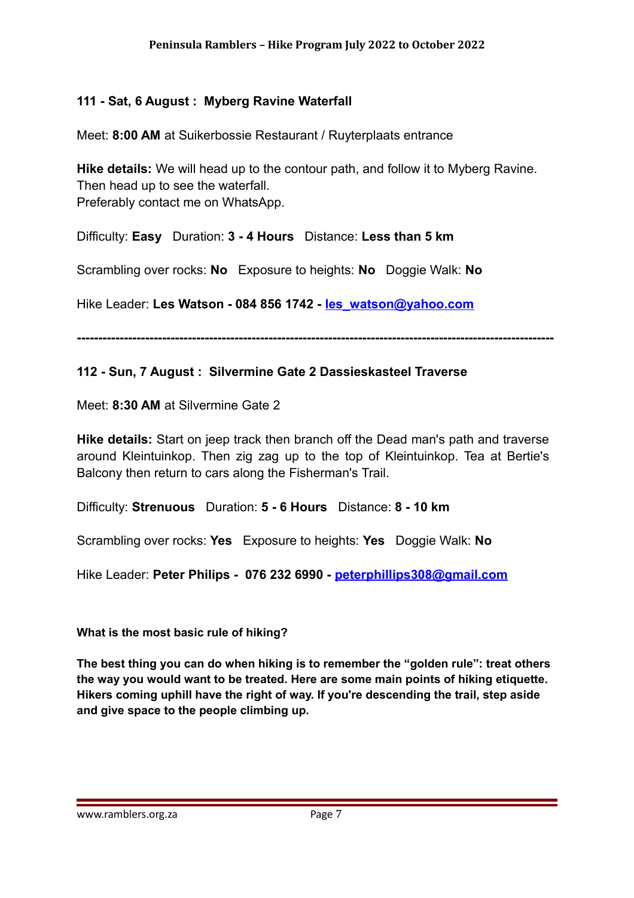### 111 - Sat, 6 August : Myberg Ravine Waterfall

Meet: **8:00 AM** at Suikerbossie Restaurant / Ruyterplaats entrance

**Hike details:** We will head up to the contour path, and follow it to Myberg Ravine. Then head up to see the waterfall.
Preferably contact me on WhatsApp.

Difficulty: **Easy** Duration: **3 - 4 Hours** Distance: **Less than 5 km**

Scrambling over rocks: **No** Exposure to heights: **No** Doggie Walk: **No**

Hike Leader: **Les Watson - 084 856 1742 - les_watson@yahoo.com**

---

### 112 - Sun, 7 August : Silvermine Gate 2 Dassieskasteel Traverse

Meet: **8:30 AM** at Silvermine Gate 2

**Hike details:** Start on jeep track then branch off the Dead man's path and traverse around Kleintuinkop. Then zig zag up to the top of Kleintuinkop. Tea at Bertie's Balcony then return to cars along the Fisherman's Trail.

Difficulty: **Strenuous** Duration: **5 - 6 Hours** Distance: **8 - 10 km**

Scrambling over rocks: **Yes** Exposure to heights: **Yes** Doggie Walk: **No**

Hike Leader: **Peter Philips - 076 232 6990 - peterphillips308@gmail.com**

**What is the most basic rule of hiking?**

**The best thing you can do when hiking is to remember the "golden rule": treat others the way you would want to be treated. Here are some main points of hiking etiquette. Hikers coming uphill have the right of way. If you're descending the trail, step aside and give space to the people climbing up.**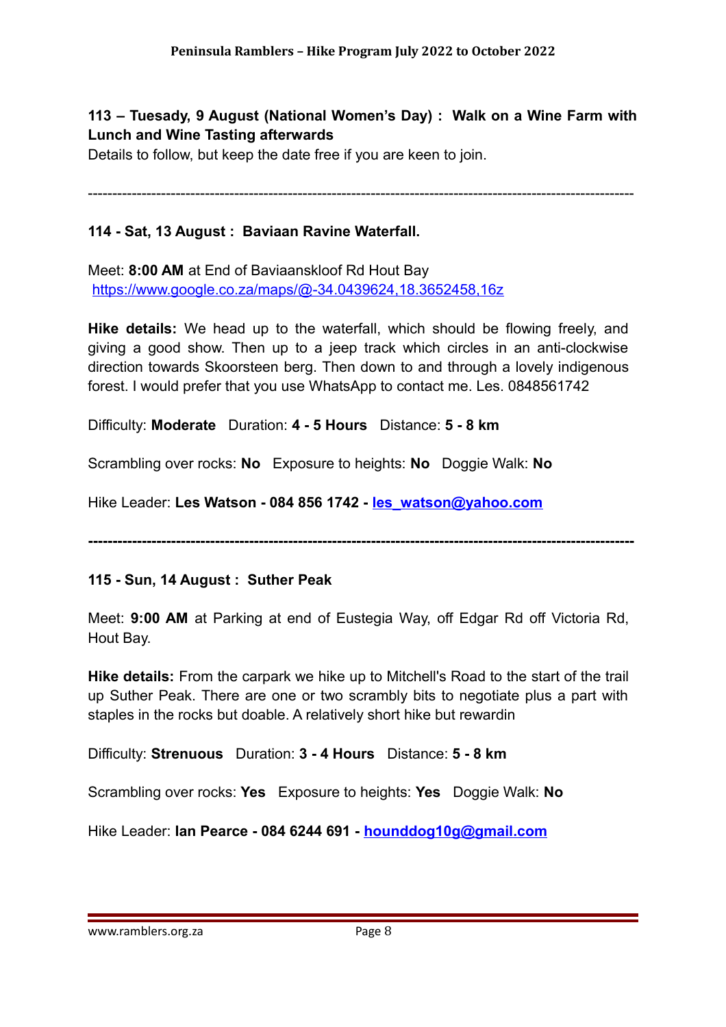**113 – Tuesady, 9 August (National Women's Day) : Walk on a Wine Farm with Lunch and Wine Tasting afterwards**

Details to follow, but keep the date free if you are keen to join.

---

**114 - Sat, 13 August : Baviaan Ravine Waterfall.**

Meet: **8:00 AM** at End of Baviaanskloof Rd Hout Bay
[https://www.google.co.za/maps/@-34.0439624,18.3652458,16z](https://www.google.co.za/maps/@-34.0439624,18.3652458,16z)

**Hike details:** We head up to the waterfall, which should be flowing freely, and giving a good show. Then up to a jeep track which circles in an anti-clockwise direction towards Skoorsteen berg. Then down to and through a lovely indigenous forest. I would prefer that you use WhatsApp to contact me. Les. 0848561742

Difficulty: **Moderate** Duration: **4 - 5 Hours** Distance: **5 - 8 km**

Scrambling over rocks: **No** Exposure to heights: **No** Doggie Walk: **No**

Hike Leader: **Les Watson - 084 856 1742 - [les_watson@yahoo.com](mailto:les_watson@yahoo.com)**

---

**115 - Sun, 14 August : Suther Peak**

Meet: **9:00 AM** at Parking at end of Eustegia Way, off Edgar Rd off Victoria Rd, Hout Bay.

**Hike details:** From the carpark we hike up to Mitchell's Road to the start of the trail up Suther Peak. There are one or two scrambly bits to negotiate plus a part with staples in the rocks but doable. A relatively short hike but rewardin

Difficulty: **Strenuous** Duration: **3 - 4 Hours** Distance: **5 - 8 km**

Scrambling over rocks: **Yes** Exposure to heights: **Yes** Doggie Walk: **No**

Hike Leader: **Ian Pearce - 084 6244 691 - [hounddog10g@gmail.com](mailto:hounddog10g@gmail.com)**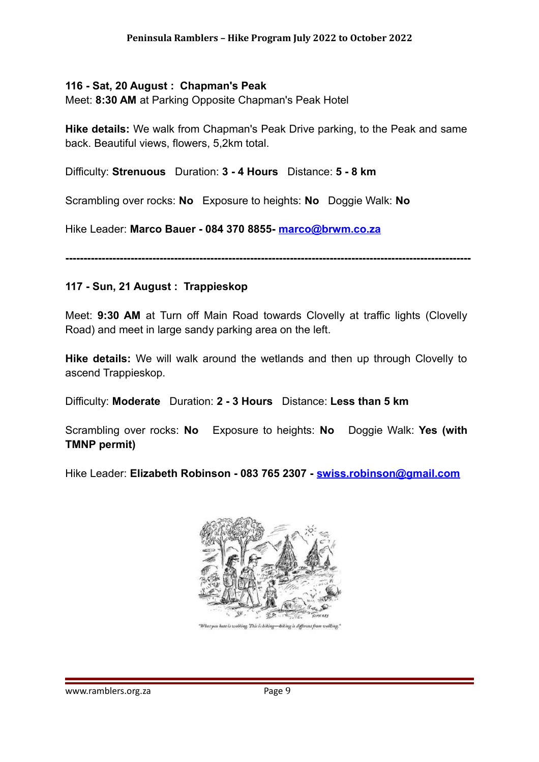**116 - Sat, 20 August : Chapman's Peak**
Meet: **8:30 AM** at Parking Opposite Chapman's Peak Hotel

**Hike details:** We walk from Chapman's Peak Drive parking, to the Peak and same back. Beautiful views, flowers, 5,2km total.

Difficulty: **Strenuous** Duration: **3 - 4 Hours** Distance: **5 - 8 km**

Scrambling over rocks: **No** Exposure to heights: **No** Doggie Walk: **No**

Hike Leader: **Marco Bauer - 084 370 8855- marco@brwm.co.za**

---

**117 - Sun, 21 August : Trappieskop**

Meet: **9:30 AM** at Turn off Main Road towards Clovelly at traffic lights (Clovelly Road) and meet in large sandy parking area on the left.

**Hike details:** We will walk around the wetlands and then up through Clovelly to ascend Trappieskop.

Difficulty: **Moderate** Duration: **2 - 3 Hours** Distance: **Less than 5 km**

Scrambling over rocks: **No** Exposure to heights: **No** Doggie Walk: **Yes (with TMNP permit)**

Hike Leader: **Elizabeth Robinson - 083 765 2307 - swiss.robinson@gmail.com**

"What you have is walking. This is hiking—hiking is different from walking."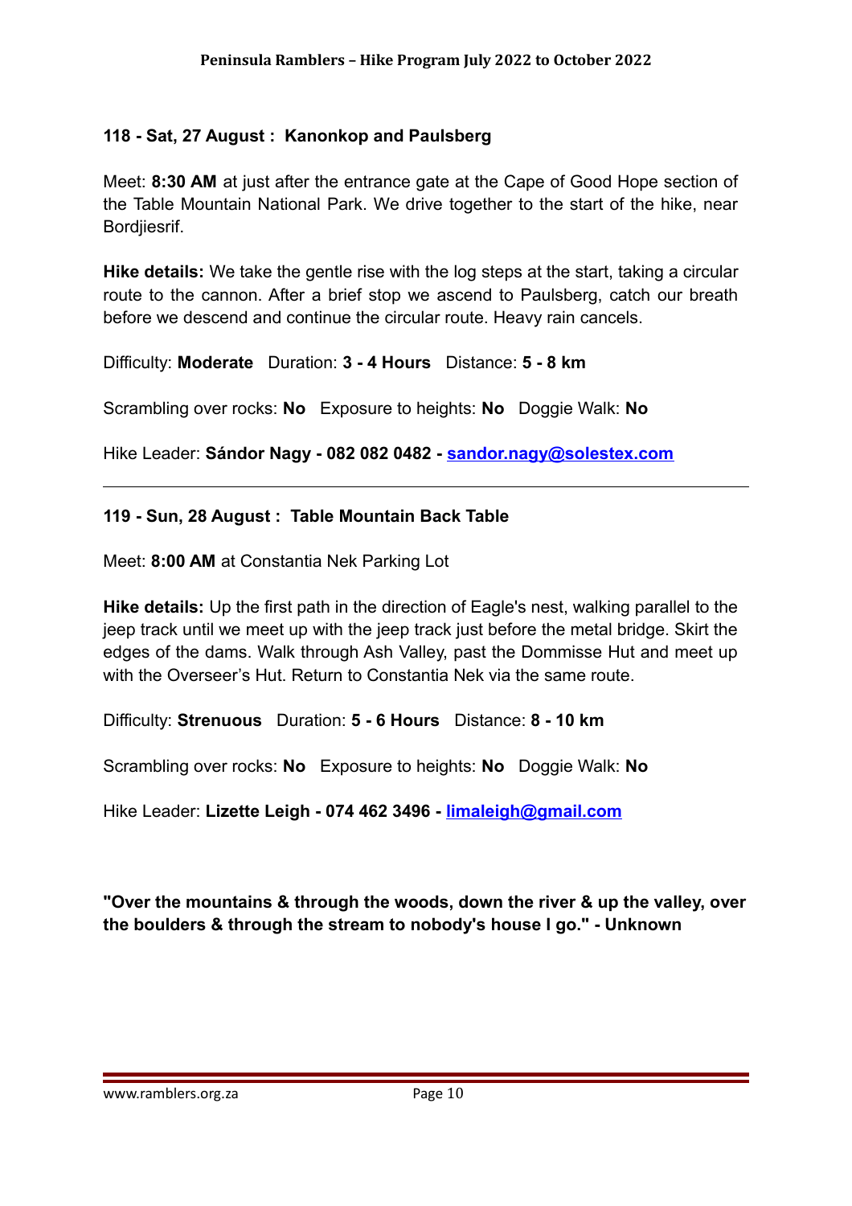### 118 - Sat, 27 August : Kanonkop and Paulsberg

Meet: **8:30 AM** at just after the entrance gate at the Cape of Good Hope section of the Table Mountain National Park. We drive together to the start of the hike, near Bordjiesrif.

**Hike details:** We take the gentle rise with the log steps at the start, taking a circular route to the cannon. After a brief stop we ascend to Paulsberg, catch our breath before we descend and continue the circular route. Heavy rain cancels.

Difficulty: **Moderate** Duration: **3 - 4 Hours** Distance: **5 - 8 km**

Scrambling over rocks: **No** Exposure to heights: **No** Doggie Walk: **No**

Hike Leader: **Sándor Nagy - 082 082 0482 - [sandor.nagy@solestex.com](mailto:sandor.nagy@solestex.com)**

---

### 119 - Sun, 28 August : Table Mountain Back Table

Meet: **8:00 AM** at Constantia Nek Parking Lot

**Hike details:** Up the first path in the direction of Eagle's nest, walking parallel to the jeep track until we meet up with the jeep track just before the metal bridge. Skirt the edges of the dams. Walk through Ash Valley, past the Dommisse Hut and meet up with the Overseer's Hut. Return to Constantia Nek via the same route.

Difficulty: **Strenuous** Duration: **5 - 6 Hours** Distance: **8 - 10 km**

Scrambling over rocks: **No** Exposure to heights: **No** Doggie Walk: **No**

Hike Leader: **Lizette Leigh - 074 462 3496 - [limaleigh@gmail.com](mailto:limaleigh@gmail.com)**

**"Over the mountains & through the woods, down the river & up the valley, over the boulders & through the stream to nobody's house I go." - Unknown**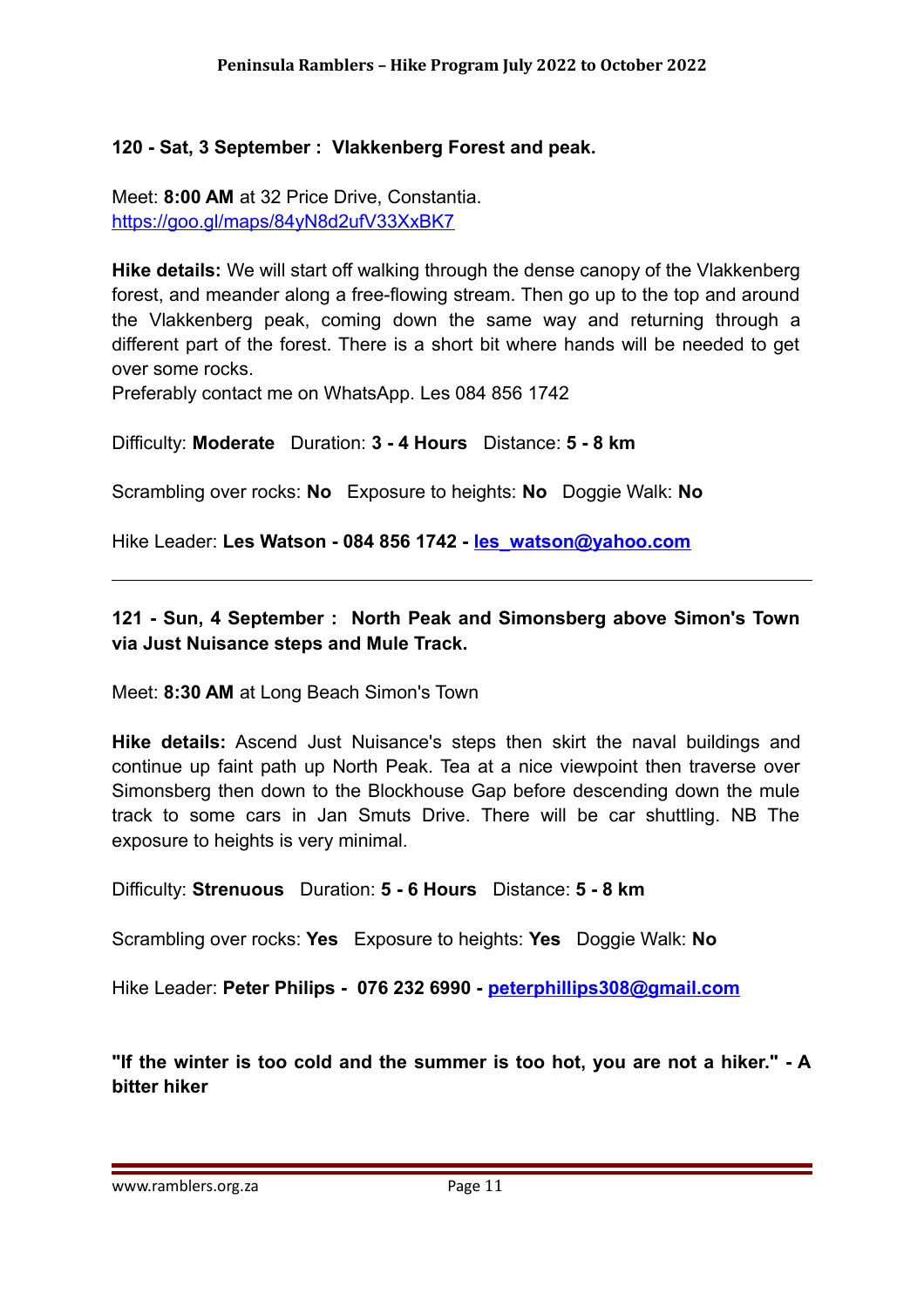### 120 - Sat, 3 September : Vlakkenberg Forest and peak.

Meet: **8:00 AM** at 32 Price Drive, Constantia.
https://goo.gl/maps/84yN8d2ufV33XxBK7

**Hike details:** We will start off walking through the dense canopy of the Vlakkenberg forest, and meander along a free-flowing stream. Then go up to the top and around the Vlakkenberg peak, coming down the same way and returning through a different part of the forest. There is a short bit where hands will be needed to get over some rocks.
Preferably contact me on WhatsApp. Les 084 856 1742

Difficulty: **Moderate** Duration: **3 - 4 Hours** Distance: **5 - 8 km**

Scrambling over rocks: **No** Exposure to heights: **No** Doggie Walk: **No**

Hike Leader: **Les Watson - 084 856 1742 - les_watson@yahoo.com**

---

### 121 - Sun, 4 September : North Peak and Simonsberg above Simon's Town via Just Nuisance steps and Mule Track.

Meet: **8:30 AM** at Long Beach Simon's Town

**Hike details:** Ascend Just Nuisance's steps then skirt the naval buildings and continue up faint path up North Peak. Tea at a nice viewpoint then traverse over Simonsberg then down to the Blockhouse Gap before descending down the mule track to some cars in Jan Smuts Drive. There will be car shuttling. NB The exposure to heights is very minimal.

Difficulty: **Strenuous** Duration: **5 - 6 Hours** Distance: **5 - 8 km**

Scrambling over rocks: **Yes** Exposure to heights: **Yes** Doggie Walk: **No**

Hike Leader: **Peter Philips - 076 232 6990 - peterphillips308@gmail.com**

**"If the winter is too cold and the summer is too hot, you are not a hiker." - A bitter hiker**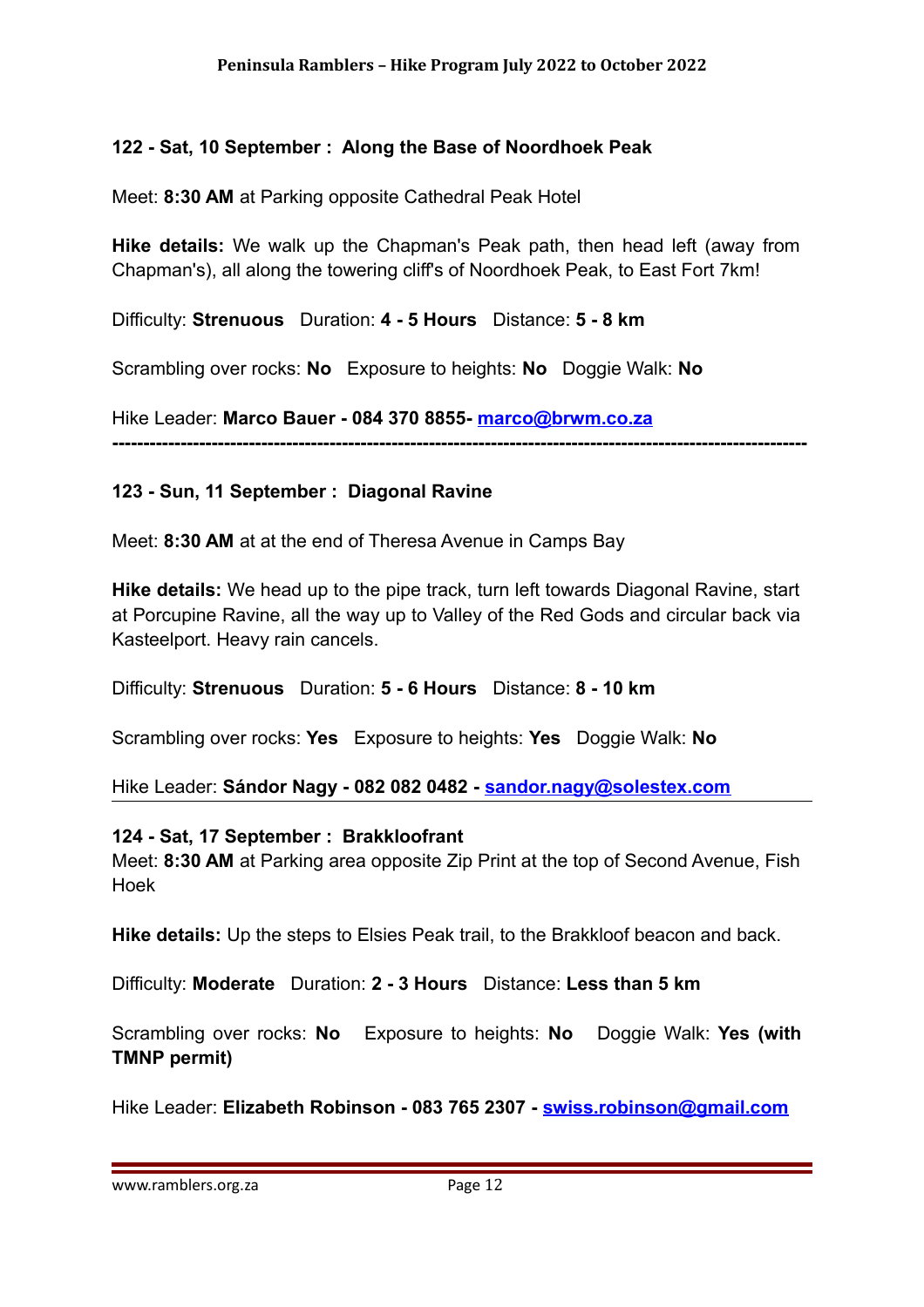### 122 - Sat, 10 September : Along the Base of Noordhoek Peak

Meet: **8:30 AM** at Parking opposite Cathedral Peak Hotel

**Hike details:** We walk up the Chapman's Peak path, then head left (away from Chapman's), all along the towering cliff's of Noordhoek Peak, to East Fort 7km!

Difficulty: **Strenuous** Duration: **4 - 5 Hours** Distance: **5 - 8 km**

Scrambling over rocks: **No** Exposure to heights: **No** Doggie Walk: **No**

Hike Leader: **Marco Bauer - 084 370 8855- marco@brwm.co.za**

---

### 123 - Sun, 11 September : Diagonal Ravine

Meet: **8:30 AM** at at the end of Theresa Avenue in Camps Bay

**Hike details:** We head up to the pipe track, turn left towards Diagonal Ravine, start at Porcupine Ravine, all the way up to Valley of the Red Gods and circular back via Kasteelport. Heavy rain cancels.

Difficulty: **Strenuous** Duration: **5 - 6 Hours** Distance: **8 - 10 km**

Scrambling over rocks: **Yes** Exposure to heights: **Yes** Doggie Walk: **No**

Hike Leader: **Sándor Nagy - 082 082 0482 - sandor.nagy@solestex.com**

---

### 124 - Sat, 17 September : Brakkloofrant

Meet: **8:30 AM** at Parking area opposite Zip Print at the top of Second Avenue, Fish Hoek

**Hike details:** Up the steps to Elsies Peak trail, to the Brakkloof beacon and back.

Difficulty: **Moderate** Duration: **2 - 3 Hours** Distance: **Less than 5 km**

Scrambling over rocks: **No** Exposure to heights: **No** Doggie Walk: **Yes (with TMNP permit)**

Hike Leader: **Elizabeth Robinson - 083 765 2307 - swiss.robinson@gmail.com**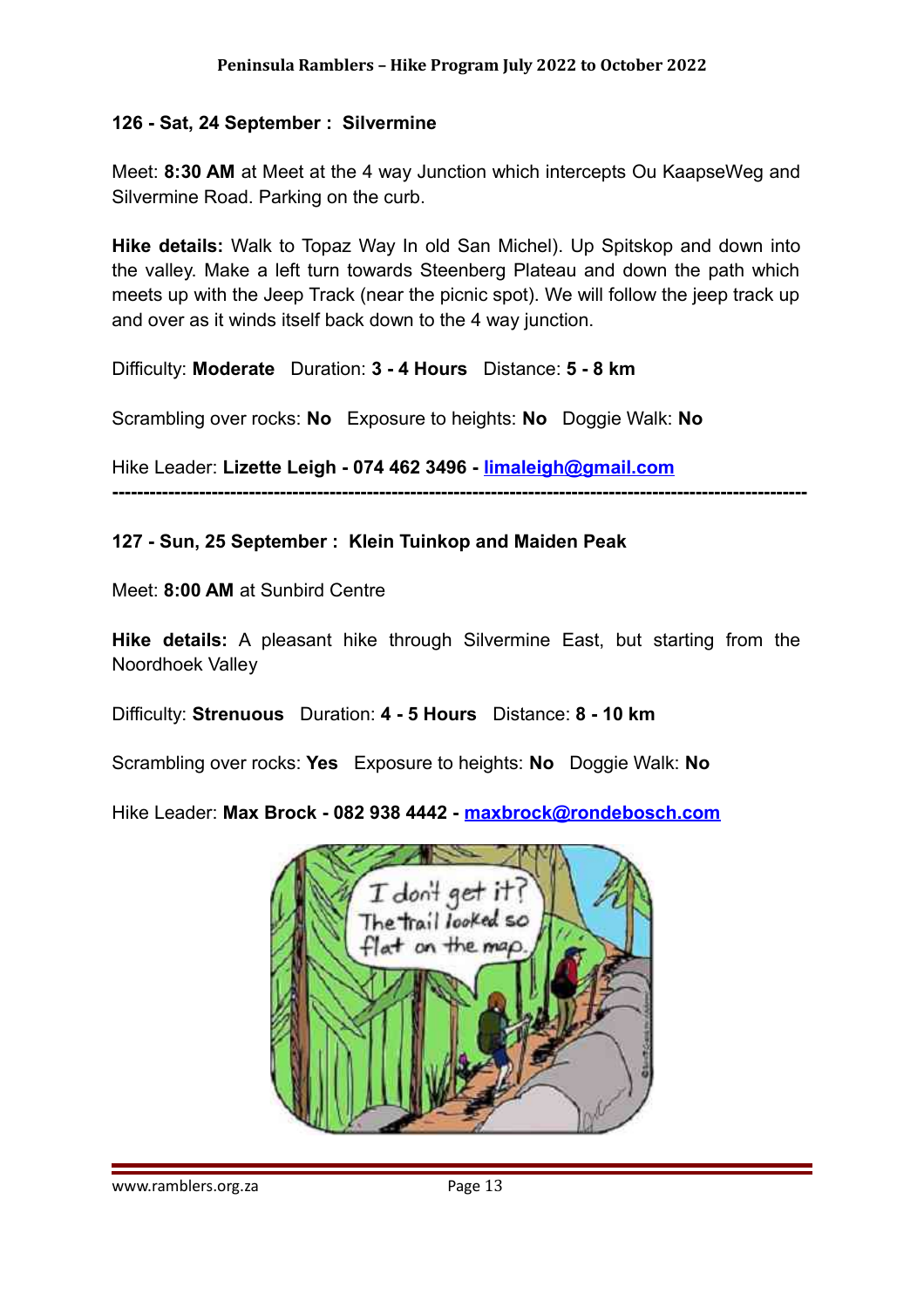**126 - Sat, 24 September : Silvermine**

Meet: **8:30 AM** at Meet at the 4 way Junction which intercepts Ou KaapseWeg and Silvermine Road. Parking on the curb.

**Hike details:** Walk to Topaz Way In old San Michel). Up Spitskop and down into the valley. Make a left turn towards Steenberg Plateau and down the path which meets up with the Jeep Track (near the picnic spot). We will follow the jeep track up and over as it winds itself back down to the 4 way junction.

Difficulty: **Moderate** Duration: **3 - 4 Hours** Distance: **5 - 8 km**

Scrambling over rocks: **No** Exposure to heights: **No** Doggie Walk: **No**

Hike Leader: **Lizette Leigh - 074 462 3496 - limaleigh@gmail.com**

---

**127 - Sun, 25 September : Klein Tuinkop and Maiden Peak**

Meet: **8:00 AM** at Sunbird Centre

**Hike details:** A pleasant hike through Silvermine East, but starting from the Noordhoek Valley

Difficulty: **Strenuous** Duration: **4 - 5 Hours** Distance: **8 - 10 km**

Scrambling over rocks: **Yes** Exposure to heights: **No** Doggie Walk: **No**

Hike Leader: **Max Brock - 082 938 4442 - maxbrock@rondebosch.com**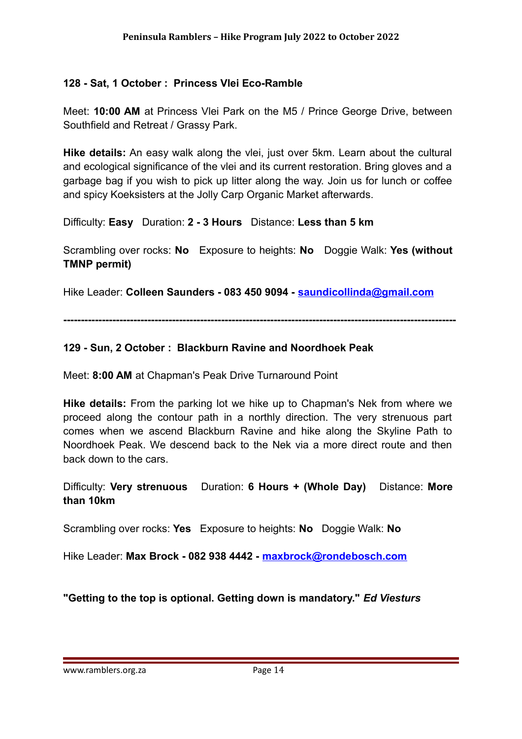**128 - Sat, 1 October : Princess Vlei Eco-Ramble**

Meet: **10:00 AM** at Princess Vlei Park on the M5 / Prince George Drive, between Southfield and Retreat / Grassy Park.

**Hike details:** An easy walk along the vlei, just over 5km. Learn about the cultural and ecological significance of the vlei and its current restoration. Bring gloves and a garbage bag if you wish to pick up litter along the way. Join us for lunch or coffee and spicy Koeksisters at the Jolly Carp Organic Market afterwards.

Difficulty: **Easy** Duration: **2 - 3 Hours** Distance: **Less than 5 km**

Scrambling over rocks: **No** Exposure to heights: **No** Doggie Walk: **Yes (without TMNP permit)**

Hike Leader: **Colleen Saunders - 083 450 9094 - saundicollinda@gmail.com**

------------------------------------------------------------------------------------------------------------

**129 - Sun, 2 October : Blackburn Ravine and Noordhoek Peak**

Meet: **8:00 AM** at Chapman's Peak Drive Turnaround Point

**Hike details:** From the parking lot we hike up to Chapman's Nek from where we proceed along the contour path in a northly direction. The very strenuous part comes when we ascend Blackburn Ravine and hike along the Skyline Path to Noordhoek Peak. We descend back to the Nek via a more direct route and then back down to the cars.

Difficulty: **Very strenuous** Duration: **6 Hours + (Whole Day)** Distance: **More than 10km**

Scrambling over rocks: **Yes** Exposure to heights: **No** Doggie Walk: **No**

Hike Leader: **Max Brock - 082 938 4442 - maxbrock@rondebosch.com**

**"Getting to the top is optional. Getting down is mandatory."** ***Ed Viesturs***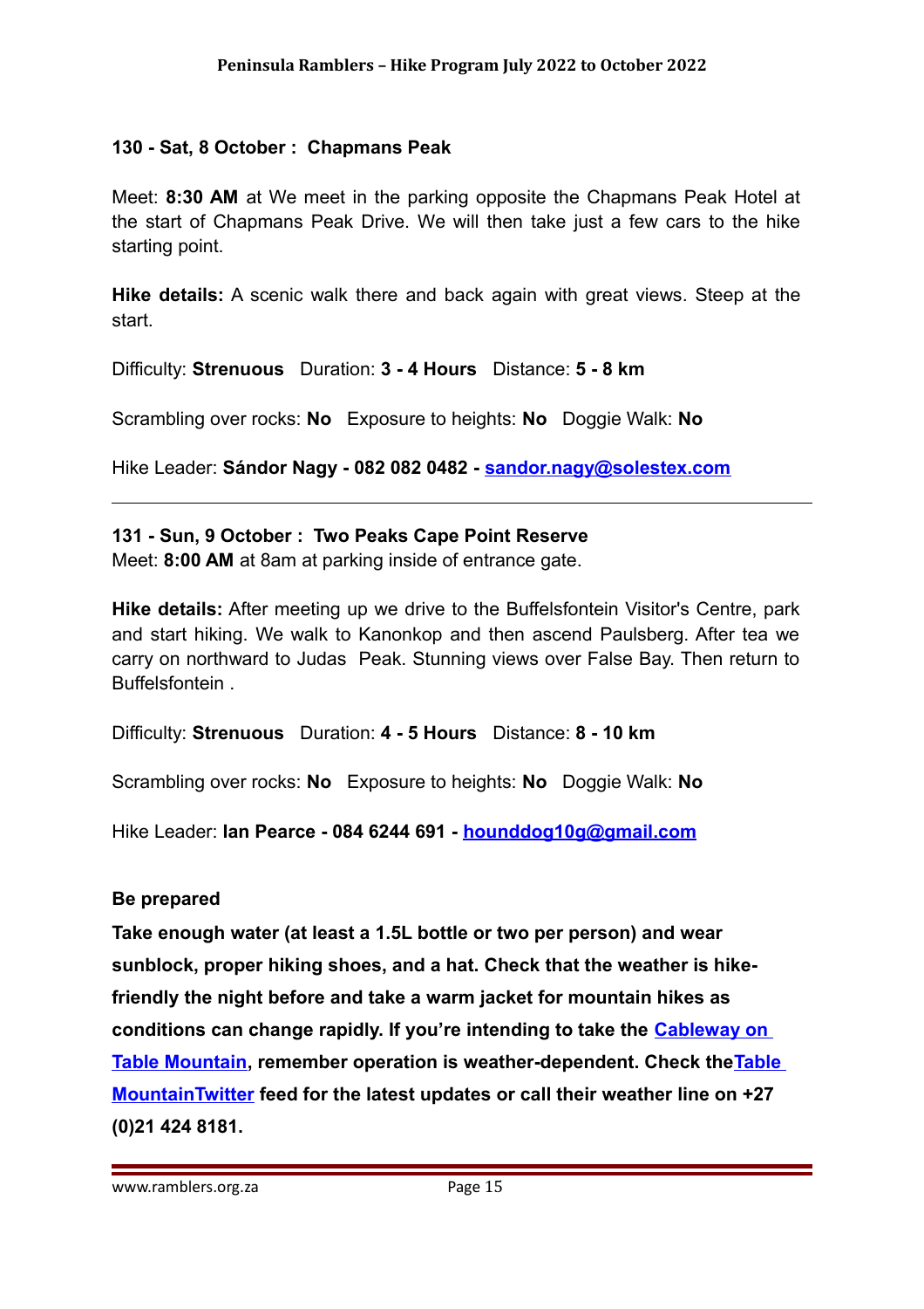**130 - Sat, 8 October : Chapmans Peak**

Meet: **8:30 AM** at We meet in the parking opposite the Chapmans Peak Hotel at the start of Chapmans Peak Drive. We will then take just a few cars to the hike starting point.

**Hike details:** A scenic walk there and back again with great views. Steep at the start.

Difficulty: **Strenuous** Duration: **3 - 4 Hours** Distance: **5 - 8 km**

Scrambling over rocks: **No** Exposure to heights: **No** Doggie Walk: **No**

Hike Leader: **Sándor Nagy - 082 082 0482 - [sandor.nagy@solestex.com](mailto:sandor.nagy@solestex.com)**

---

**131 - Sun, 9 October : Two Peaks Cape Point Reserve**

Meet: **8:00 AM** at 8am at parking inside of entrance gate.

**Hike details:** After meeting up we drive to the Buffelsfontein Visitor's Centre, park and start hiking. We walk to Kanonkop and then ascend Paulsberg. After tea we carry on northward to Judas Peak. Stunning views over False Bay. Then return to Buffelsfontein .

Difficulty: **Strenuous** Duration: **4 - 5 Hours** Distance: **8 - 10 km**

Scrambling over rocks: **No** Exposure to heights: **No** Doggie Walk: **No**

Hike Leader: **Ian Pearce - 084 6244 691 - [hounddog10g@gmail.com](mailto:hounddog10g@gmail.com)**

**Be prepared**

**Take enough water (at least a 1.5L bottle or two per person) and wear sunblock, proper hiking shoes, and a hat. Check that the weather is hike-friendly the night before and take a warm jacket for mountain hikes as conditions can change rapidly. If you're intending to take the [Cableway on Table Mountain](), remember operation is weather-dependent. Check the[Table MountainTwitter]() feed for the latest updates or call their weather line on +27 (0)21 424 8181.**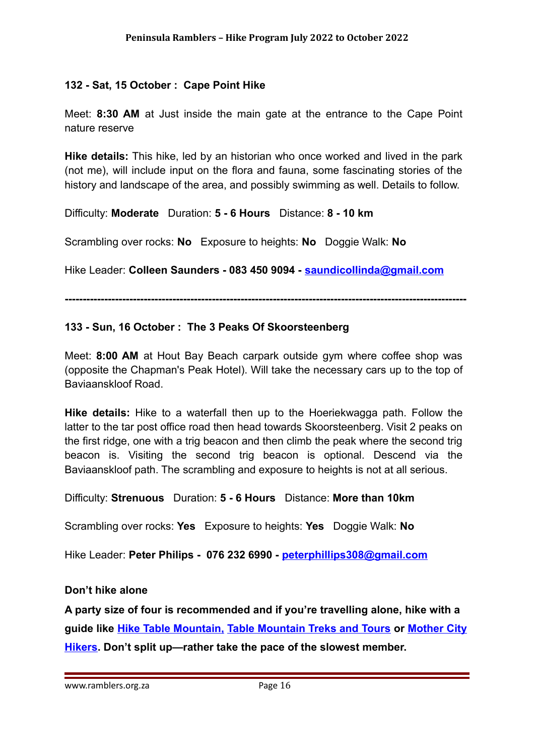### 132 - Sat, 15 October : Cape Point Hike

Meet: **8:30 AM** at Just inside the main gate at the entrance to the Cape Point nature reserve

**Hike details:** This hike, led by an historian who once worked and lived in the park (not me), will include input on the flora and fauna, some fascinating stories of the history and landscape of the area, and possibly swimming as well. Details to follow.

Difficulty: **Moderate** Duration: **5 - 6 Hours** Distance: **8 - 10 km**

Scrambling over rocks: **No** Exposure to heights: **No** Doggie Walk: **No**

Hike Leader: **Colleen Saunders - 083 450 9094 - [saundicollinda@gmail.com](mailto:saundicollinda@gmail.com)**

---

### 133 - Sun, 16 October : The 3 Peaks Of Skoorsteenberg

Meet: **8:00 AM** at Hout Bay Beach carpark outside gym where coffee shop was (opposite the Chapman's Peak Hotel). Will take the necessary cars up to the top of Baviaanskloof Road.

**Hike details:** Hike to a waterfall then up to the Hoeriekwagga path. Follow the latter to the tar post office road then head towards Skoorsteenberg. Visit 2 peaks on the first ridge, one with a trig beacon and then climb the peak where the second trig beacon is. Visiting the second trig beacon is optional. Descend via the Baviaanskloof path. The scrambling and exposure to heights is not at all serious.

Difficulty: **Strenuous** Duration: **5 - 6 Hours** Distance: **More than 10km**

Scrambling over rocks: **Yes** Exposure to heights: **Yes** Doggie Walk: **No**

Hike Leader: **Peter Philips - 076 232 6990 - [peterphillips308@gmail.com](mailto:peterphillips308@gmail.com)**

**Don't hike alone**

**A party size of four is recommended and if you're travelling alone, hike with a guide like [Hike Table Mountain,](#) [Table Mountain Treks and Tours](#) or [Mother City Hikers](#). Don't split up—rather take the pace of the slowest member.**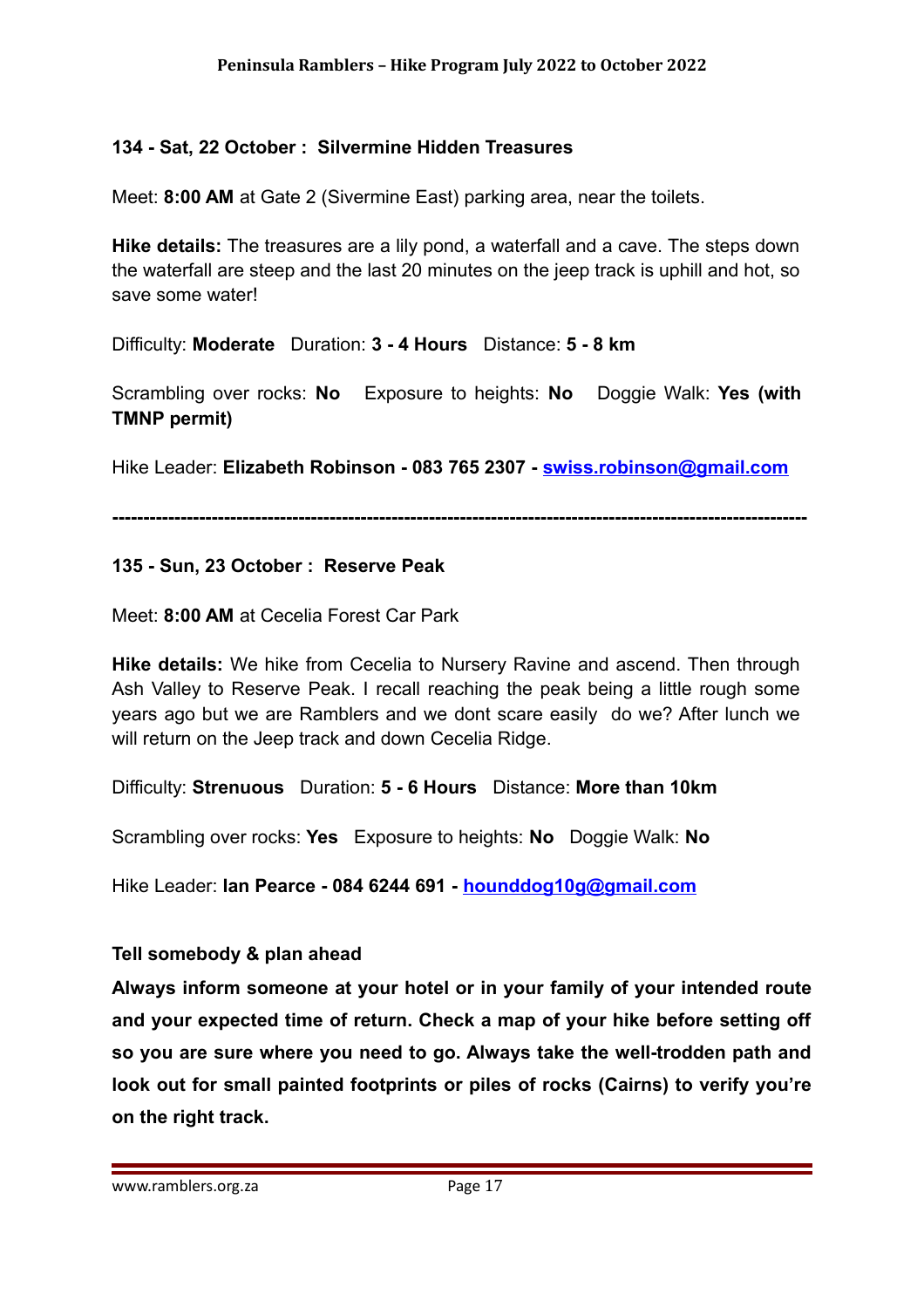**134 - Sat, 22 October : Silvermine Hidden Treasures**

Meet: **8:00 AM** at Gate 2 (Sivermine East) parking area, near the toilets.

**Hike details:** The treasures are a lily pond, a waterfall and a cave. The steps down the waterfall are steep and the last 20 minutes on the jeep track is uphill and hot, so save some water!

Difficulty: **Moderate** Duration: **3 - 4 Hours** Distance: **5 - 8 km**

Scrambling over rocks: **No** Exposure to heights: **No** Doggie Walk: **Yes (with TMNP permit)**

Hike Leader: **Elizabeth Robinson - 083 765 2307 - swiss.robinson@gmail.com**

**------------------------------------------------------------------------------------------------------------**

**135 - Sun, 23 October : Reserve Peak**

Meet: **8:00 AM** at Cecelia Forest Car Park

**Hike details:** We hike from Cecelia to Nursery Ravine and ascend. Then through Ash Valley to Reserve Peak. I recall reaching the peak being a little rough some years ago but we are Ramblers and we dont scare easily do we? After lunch we will return on the Jeep track and down Cecelia Ridge.

Difficulty: **Strenuous** Duration: **5 - 6 Hours** Distance: **More than 10km**

Scrambling over rocks: **Yes** Exposure to heights: **No** Doggie Walk: **No**

Hike Leader: **Ian Pearce - 084 6244 691 - hounddog10g@gmail.com**

**Tell somebody & plan ahead**

**Always inform someone at your hotel or in your family of your intended route and your expected time of return. Check a map of your hike before setting off so you are sure where you need to go. Always take the well-trodden path and look out for small painted footprints or piles of rocks (Cairns) to verify you're on the right track.**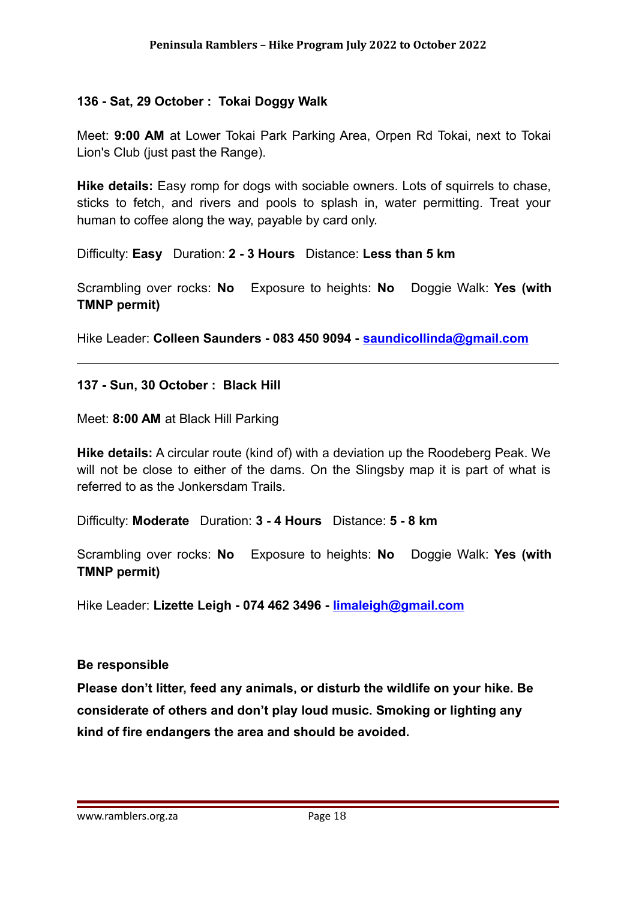**136 - Sat, 29 October : Tokai Doggy Walk**

Meet: **9:00 AM** at Lower Tokai Park Parking Area, Orpen Rd Tokai, next to Tokai Lion's Club (just past the Range).

**Hike details:** Easy romp for dogs with sociable owners. Lots of squirrels to chase, sticks to fetch, and rivers and pools to splash in, water permitting. Treat your human to coffee along the way, payable by card only.

Difficulty: **Easy** Duration: **2 - 3 Hours** Distance: **Less than 5 km**

Scrambling over rocks: **No** Exposure to heights: **No** Doggie Walk: **Yes (with TMNP permit)**

Hike Leader: **Colleen Saunders - 083 450 9094 - saundicollinda@gmail.com**

---

**137 - Sun, 30 October : Black Hill**

Meet: **8:00 AM** at Black Hill Parking

**Hike details:** A circular route (kind of) with a deviation up the Roodeberg Peak. We will not be close to either of the dams. On the Slingsby map it is part of what is referred to as the Jonkersdam Trails.

Difficulty: **Moderate** Duration: **3 - 4 Hours** Distance: **5 - 8 km**

Scrambling over rocks: **No** Exposure to heights: **No** Doggie Walk: **Yes (with TMNP permit)**

Hike Leader: **Lizette Leigh - 074 462 3496 - limaleigh@gmail.com**

**Be responsible**

**Please don't litter, feed any animals, or disturb the wildlife on your hike. Be considerate of others and don't play loud music. Smoking or lighting any kind of fire endangers the area and should be avoided.**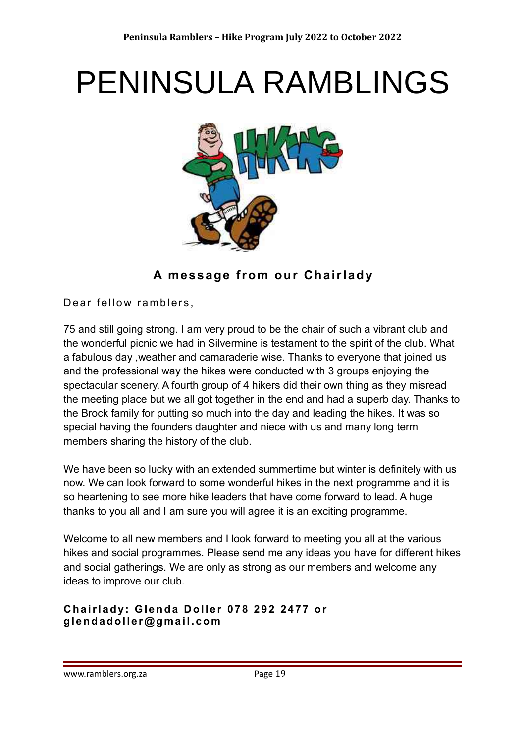# PENINSULA RAMBLINGS

## A message from our Chairlady

Dear fellow ramblers,

75 and still going strong. I am very proud to be the chair of such a vibrant club and the wonderful picnic we had in Silvermine is testament to the spirit of the club. What a fabulous day ,weather and camaraderie wise. Thanks to everyone that joined us and the professional way the hikes were conducted with 3 groups enjoying the spectacular scenery. A fourth group of 4 hikers did their own thing as they misread the meeting place but we all got together in the end and had a superb day. Thanks to the Brock family for putting so much into the day and leading the hikes. It was so special having the founders daughter and niece with us and many long term members sharing the history of the club.

We have been so lucky with an extended summertime but winter is definitely with us now. We can look forward to some wonderful hikes in the next programme and it is so heartening to see more hike leaders that have come forward to lead. A huge thanks to you all and I am sure you will agree it is an exciting programme.

Welcome to all new members and I look forward to meeting you all at the various hikes and social programmes. Please send me any ideas you have for different hikes and social gatherings. We are only as strong as our members and welcome any ideas to improve our club.

**Chairlady: Glenda Doller 078 292 2477 or glendadoller@gmail.com**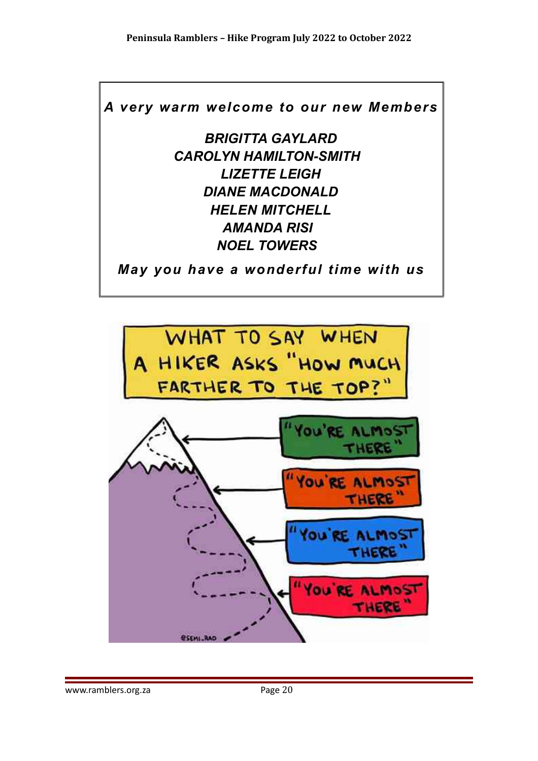***A very warm welcome to our new Members***

***BRIGITTA GAYLARD***
***CAROLYN HAMILTON-SMITH***
***LIZETTE LEIGH***
***DIANE MACDONALD***
***HELEN MITCHELL***
***AMANDA RISI***
***NOEL TOWERS***

***May you have a wonderful time with us***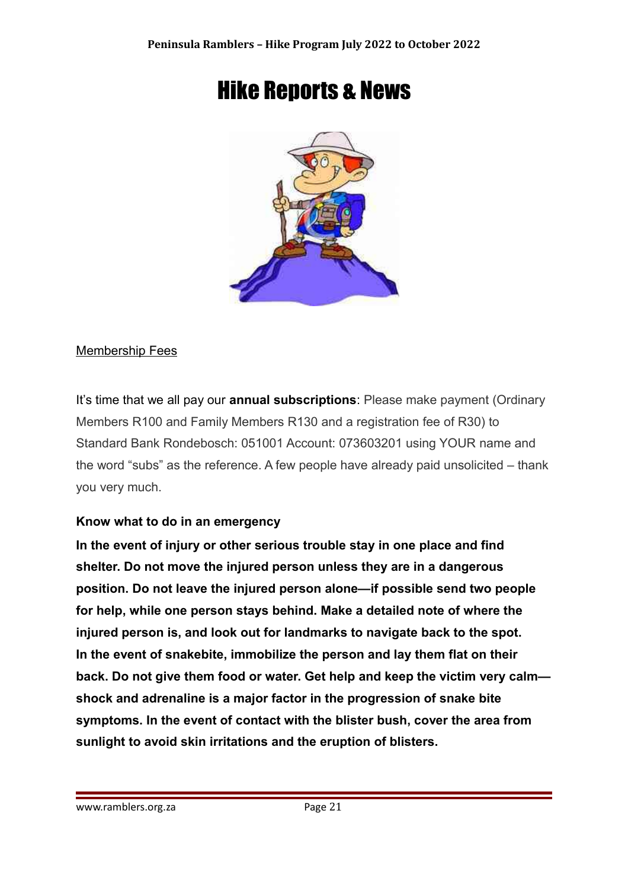# Hike Reports & News

Membership Fees

It's time that we all pay our **annual subscriptions**: Please make payment (Ordinary Members R100 and Family Members R130 and a registration fee of R30) to Standard Bank Rondebosch: 051001 Account: 073603201 using YOUR name and the word "subs" as the reference. A few people have already paid unsolicited – thank you very much.

**Know what to do in an emergency**

**In the event of injury or other serious trouble stay in one place and find shelter. Do not move the injured person unless they are in a dangerous position. Do not leave the injured person alone—if possible send two people for help, while one person stays behind. Make a detailed note of where the injured person is, and look out for landmarks to navigate back to the spot. In the event of snakebite, immobilize the person and lay them flat on their back. Do not give them food or water. Get help and keep the victim very calm—shock and adrenaline is a major factor in the progression of snake bite symptoms. In the event of contact with the blister bush, cover the area from sunlight to avoid skin irritations and the eruption of blisters.**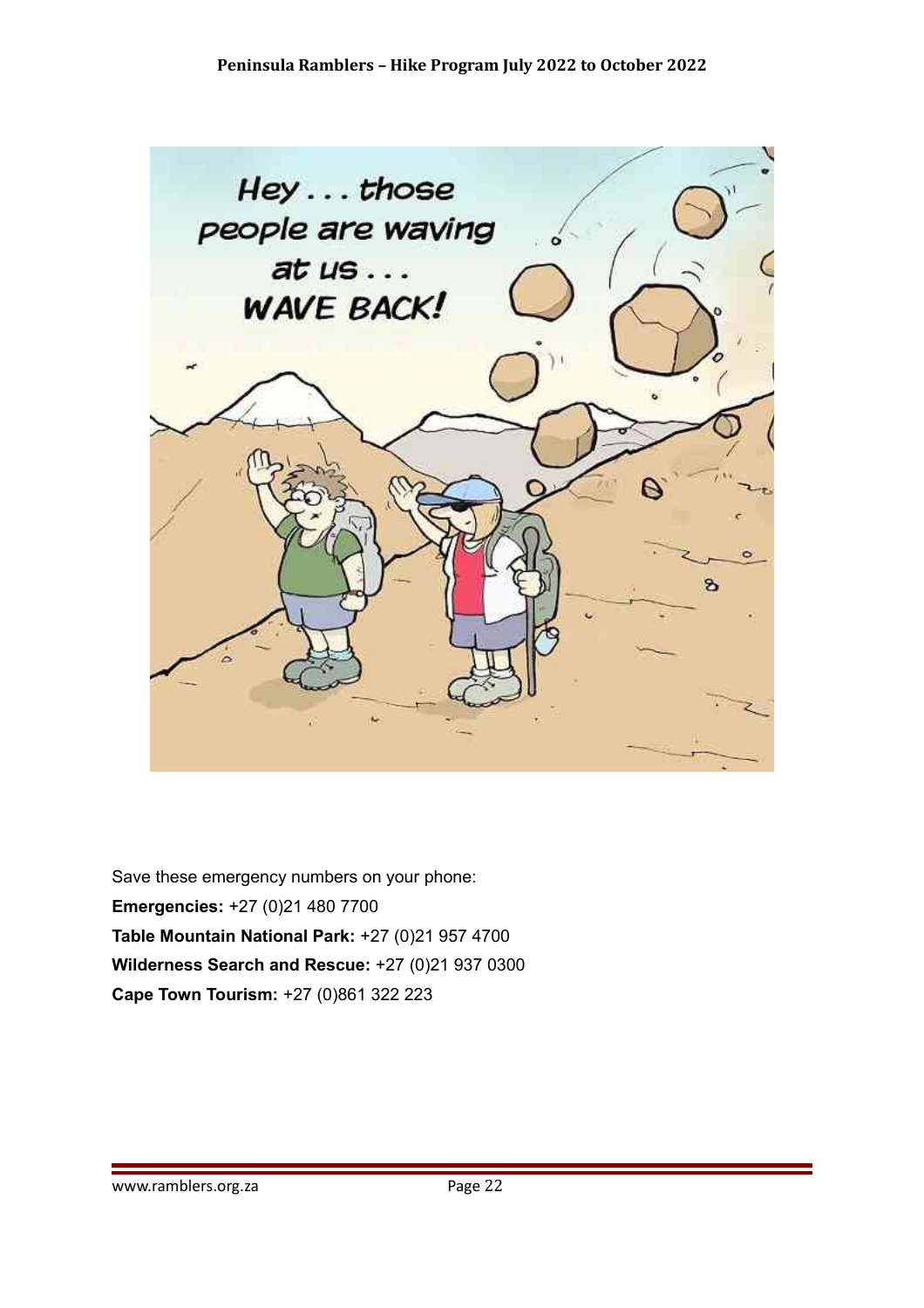Save these emergency numbers on your phone:

**Emergencies:** +27 (0)21 480 7700

**Table Mountain National Park:** +27 (0)21 957 4700

**Wilderness Search and Rescue:** +27 (0)21 937 0300

**Cape Town Tourism:** +27 (0)861 322 223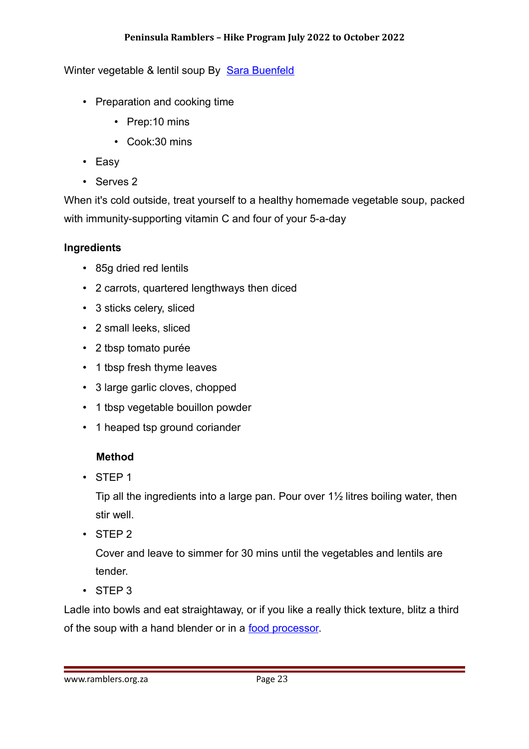Winter vegetable & lentil soup By [Sara Buenfeld]

- Preparation and cooking time
  - Prep:10 mins
  - Cook:30 mins
- Easy
- Serves 2

When it's cold outside, treat yourself to a healthy homemade vegetable soup, packed with immunity-supporting vitamin C and four of your 5-a-day

**Ingredients**

- 85g dried red lentils
- 2 carrots, quartered lengthways then diced
- 3 sticks celery, sliced
- 2 small leeks, sliced
- 2 tbsp tomato purée
- 1 tbsp fresh thyme leaves
- 3 large garlic cloves, chopped
- 1 tbsp vegetable bouillon powder
- 1 heaped tsp ground coriander

**Method**

- STEP 1

  Tip all the ingredients into a large pan. Pour over 1½ litres boiling water, then stir well.
- STEP 2

  Cover and leave to simmer for 30 mins until the vegetables and lentils are tender.
- STEP 3

Ladle into bowls and eat straightaway, or if you like a really thick texture, blitz a third of the soup with a hand blender or in a [food processor].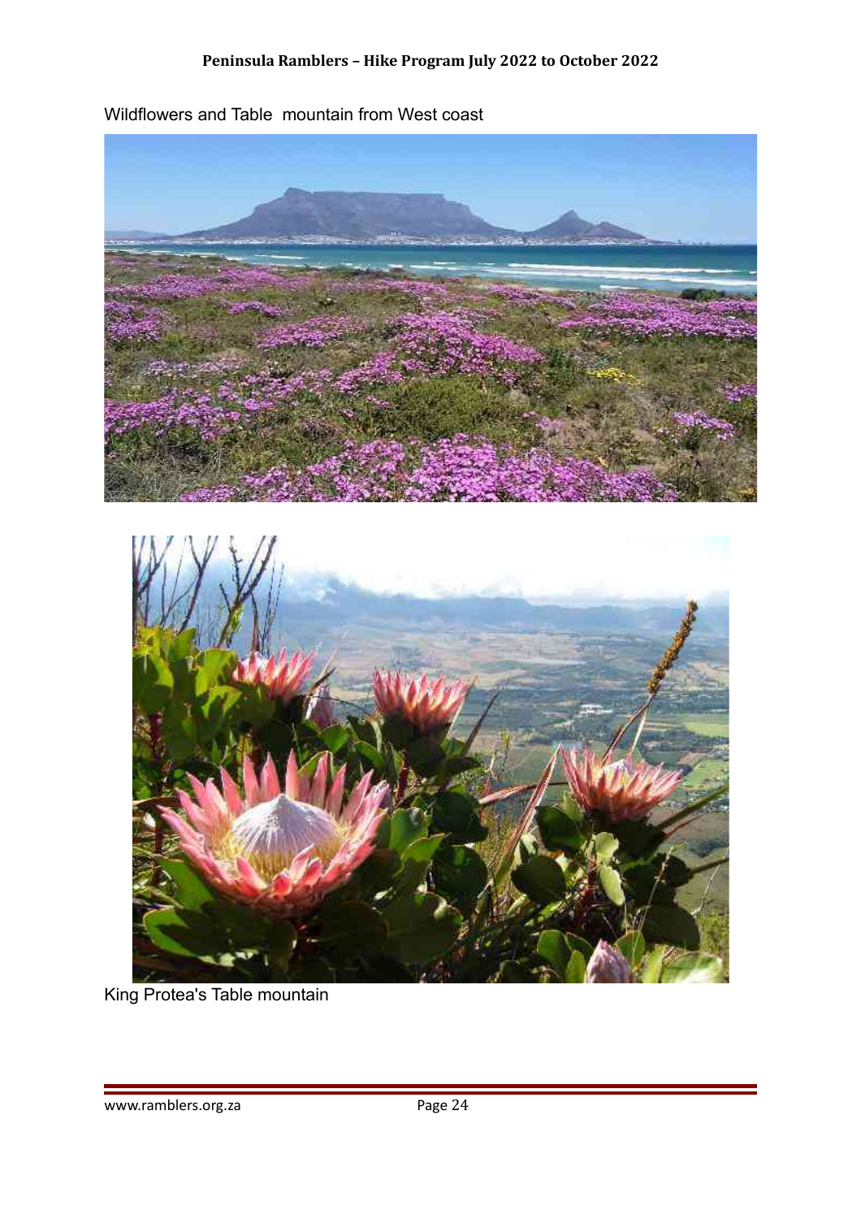Wildflowers and Table  mountain from West coast

King Protea's Table mountain